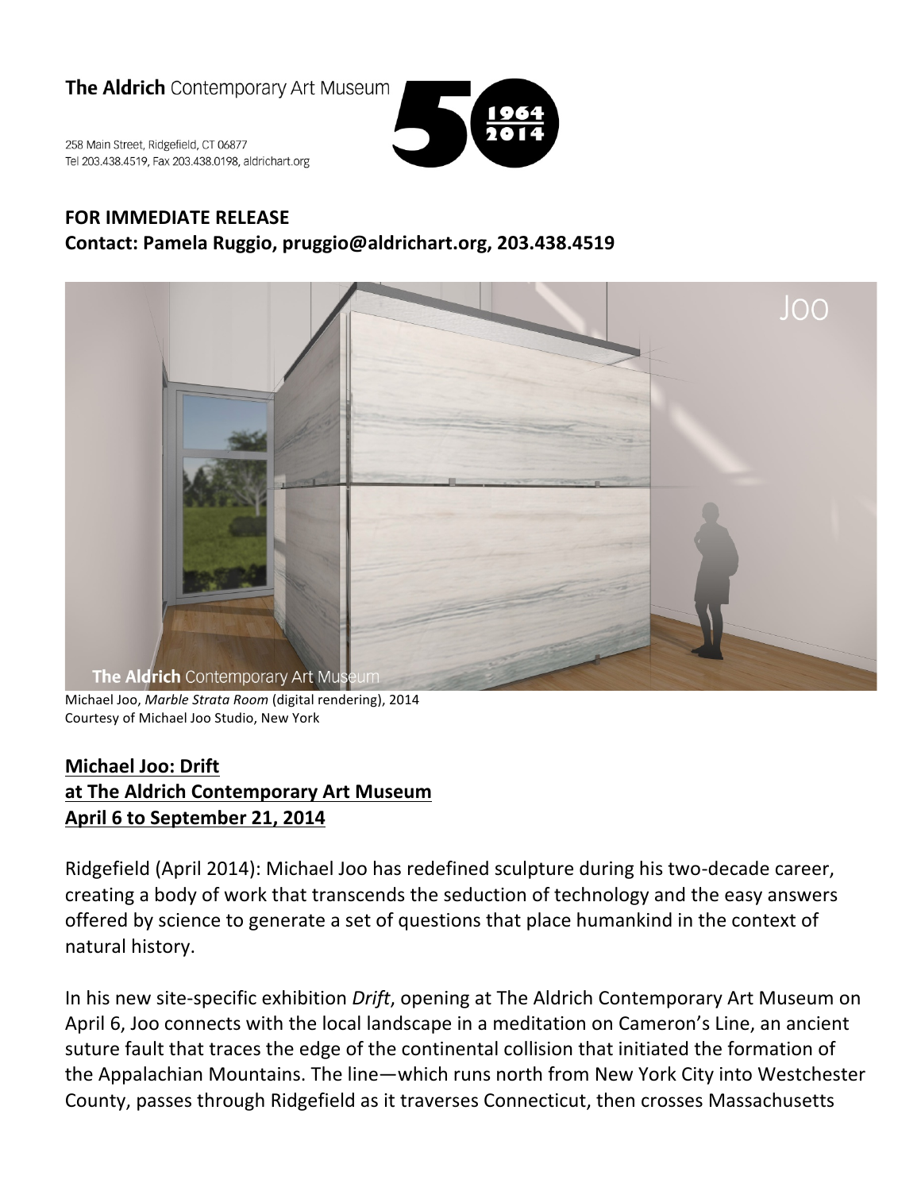The Aldrich Contemporary Art Museum

258 Main Street, Ridgefield, CT 06877
Tel 203.438.4519, Fax 203.438.0198, aldrichart.org

**FOR IMMEDIATE RELEASE**
**Contact: Pamela Ruggio, pruggio@aldrichart.org, 203.438.4519**

Michael Joo, *Marble Strata Room* (digital rendering), 2014
Courtesy of Michael Joo Studio, New York

## Michael Joo: Drift
## at The Aldrich Contemporary Art Museum
## April 6 to September 21, 2014

Ridgefield (April 2014): Michael Joo has redefined sculpture during his two-decade career, creating a body of work that transcends the seduction of technology and the easy answers offered by science to generate a set of questions that place humankind in the context of natural history.

In his new site-specific exhibition *Drift*, opening at The Aldrich Contemporary Art Museum on April 6, Joo connects with the local landscape in a meditation on Cameron's Line, an ancient suture fault that traces the edge of the continental collision that initiated the formation of the Appalachian Mountains. The line—which runs north from New York City into Westchester County, passes through Ridgefield as it traverses Connecticut, then crosses Massachusetts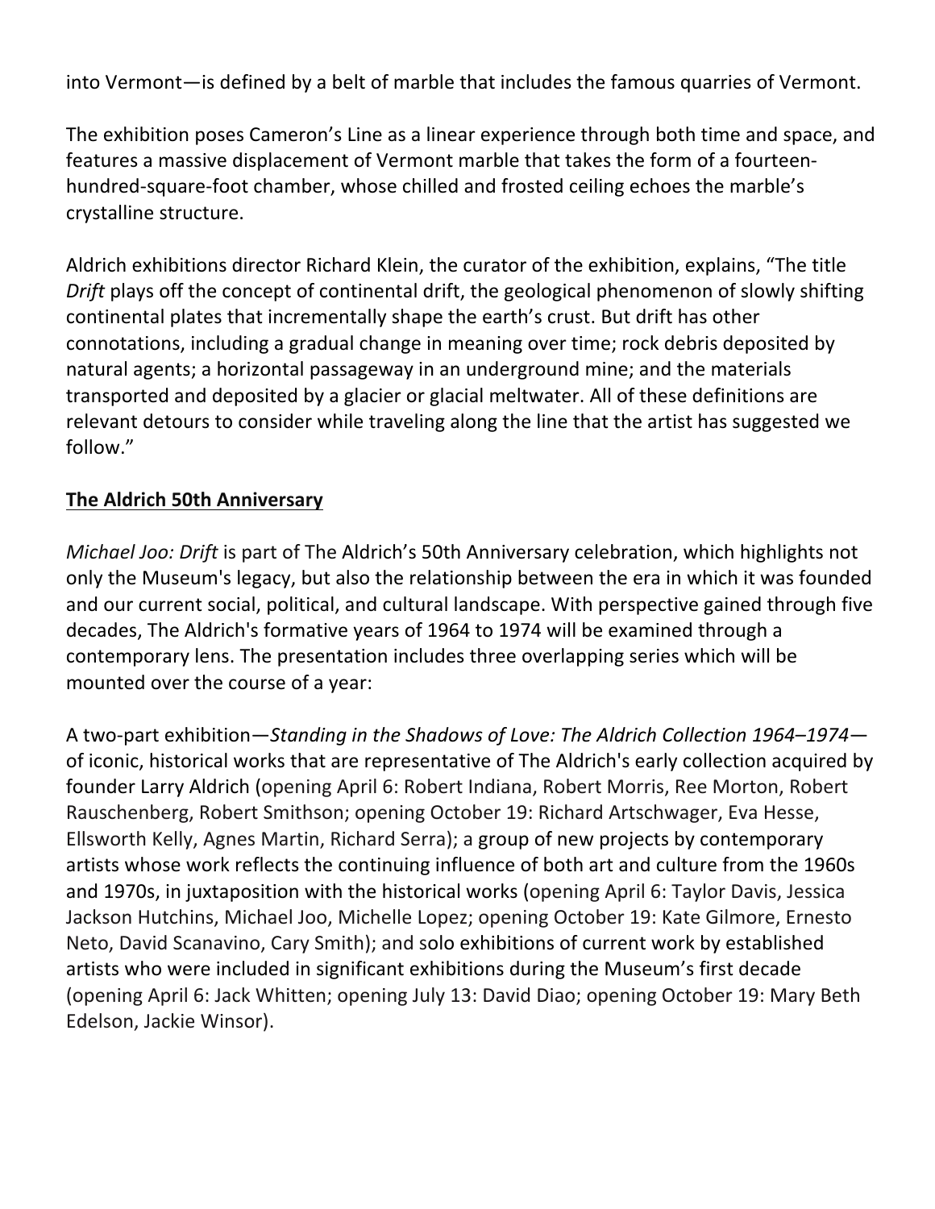into Vermont—is defined by a belt of marble that includes the famous quarries of Vermont.

The exhibition poses Cameron's Line as a linear experience through both time and space, and features a massive displacement of Vermont marble that takes the form of a fourteen-hundred-square-foot chamber, whose chilled and frosted ceiling echoes the marble's crystalline structure.

Aldrich exhibitions director Richard Klein, the curator of the exhibition, explains, "The title *Drift* plays off the concept of continental drift, the geological phenomenon of slowly shifting continental plates that incrementally shape the earth's crust. But drift has other connotations, including a gradual change in meaning over time; rock debris deposited by natural agents; a horizontal passageway in an underground mine; and the materials transported and deposited by a glacier or glacial meltwater. All of these definitions are relevant detours to consider while traveling along the line that the artist has suggested we follow."

**The Aldrich 50th Anniversary**

*Michael Joo: Drift* is part of The Aldrich's 50th Anniversary celebration, which highlights not only the Museum's legacy, but also the relationship between the era in which it was founded and our current social, political, and cultural landscape. With perspective gained through five decades, The Aldrich's formative years of 1964 to 1974 will be examined through a contemporary lens. The presentation includes three overlapping series which will be mounted over the course of a year:

A two-part exhibition—*Standing in the Shadows of Love: The Aldrich Collection 1964–1974*—of iconic, historical works that are representative of The Aldrich's early collection acquired by founder Larry Aldrich (opening April 6: Robert Indiana, Robert Morris, Ree Morton, Robert Rauschenberg, Robert Smithson; opening October 19: Richard Artschwager, Eva Hesse, Ellsworth Kelly, Agnes Martin, Richard Serra); a group of new projects by contemporary artists whose work reflects the continuing influence of both art and culture from the 1960s and 1970s, in juxtaposition with the historical works (opening April 6: Taylor Davis, Jessica Jackson Hutchins, Michael Joo, Michelle Lopez; opening October 19: Kate Gilmore, Ernesto Neto, David Scanavino, Cary Smith); and solo exhibitions of current work by established artists who were included in significant exhibitions during the Museum's first decade (opening April 6: Jack Whitten; opening July 13: David Diao; opening October 19: Mary Beth Edelson, Jackie Winsor).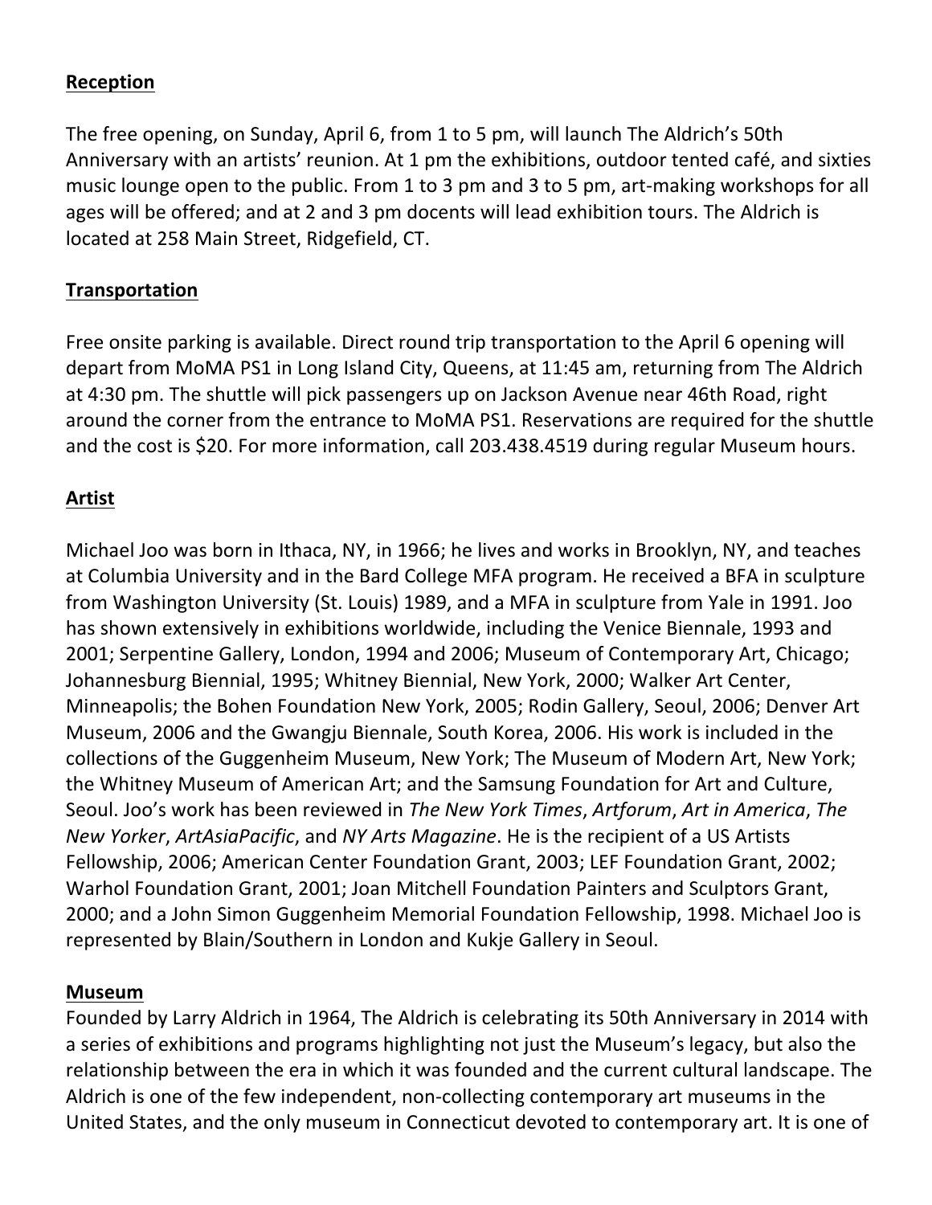**Reception**

The free opening, on Sunday, April 6, from 1 to 5 pm, will launch The Aldrich's 50th Anniversary with an artists' reunion. At 1 pm the exhibitions, outdoor tented café, and sixties music lounge open to the public. From 1 to 3 pm and 3 to 5 pm, art-making workshops for all ages will be offered; and at 2 and 3 pm docents will lead exhibition tours. The Aldrich is located at 258 Main Street, Ridgefield, CT.

**Transportation**

Free onsite parking is available. Direct round trip transportation to the April 6 opening will depart from MoMA PS1 in Long Island City, Queens, at 11:45 am, returning from The Aldrich at 4:30 pm. The shuttle will pick passengers up on Jackson Avenue near 46th Road, right around the corner from the entrance to MoMA PS1. Reservations are required for the shuttle and the cost is $20. For more information, call 203.438.4519 during regular Museum hours.

**Artist**

Michael Joo was born in Ithaca, NY, in 1966; he lives and works in Brooklyn, NY, and teaches at Columbia University and in the Bard College MFA program. He received a BFA in sculpture from Washington University (St. Louis) 1989, and a MFA in sculpture from Yale in 1991. Joo has shown extensively in exhibitions worldwide, including the Venice Biennale, 1993 and 2001; Serpentine Gallery, London, 1994 and 2006; Museum of Contemporary Art, Chicago; Johannesburg Biennial, 1995; Whitney Biennial, New York, 2000; Walker Art Center, Minneapolis; the Bohen Foundation New York, 2005; Rodin Gallery, Seoul, 2006; Denver Art Museum, 2006 and the Gwangju Biennale, South Korea, 2006. His work is included in the collections of the Guggenheim Museum, New York; The Museum of Modern Art, New York; the Whitney Museum of American Art; and the Samsung Foundation for Art and Culture, Seoul. Joo's work has been reviewed in *The New York Times*, *Artforum*, *Art in America*, *The New Yorker*, *ArtAsiaPacific*, and *NY Arts Magazine*. He is the recipient of a US Artists Fellowship, 2006; American Center Foundation Grant, 2003; LEF Foundation Grant, 2002; Warhol Foundation Grant, 2001; Joan Mitchell Foundation Painters and Sculptors Grant, 2000; and a John Simon Guggenheim Memorial Foundation Fellowship, 1998. Michael Joo is represented by Blain/Southern in London and Kukje Gallery in Seoul.

**Museum**

Founded by Larry Aldrich in 1964, The Aldrich is celebrating its 50th Anniversary in 2014 with a series of exhibitions and programs highlighting not just the Museum's legacy, but also the relationship between the era in which it was founded and the current cultural landscape. The Aldrich is one of the few independent, non-collecting contemporary art museums in the United States, and the only museum in Connecticut devoted to contemporary art. It is one of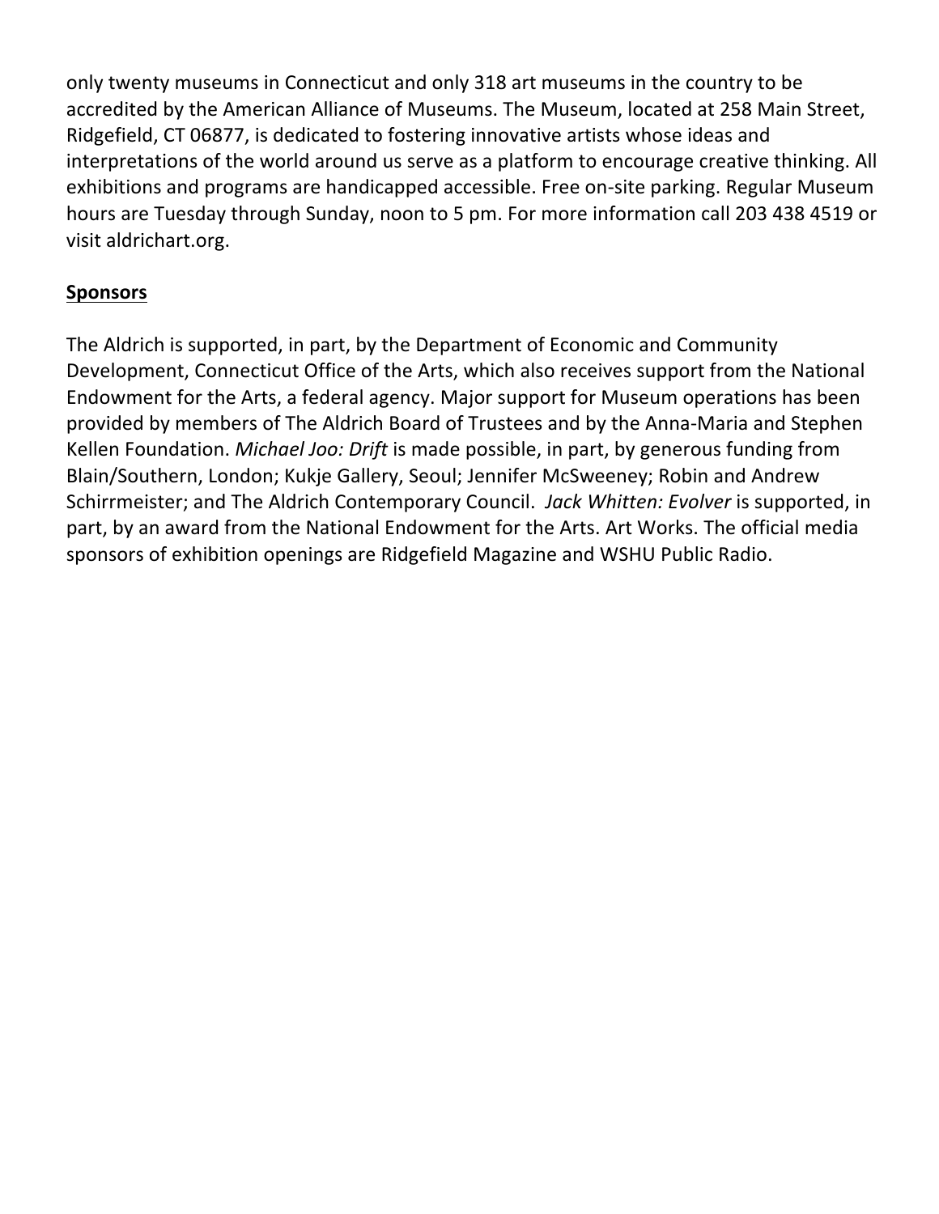only twenty museums in Connecticut and only 318 art museums in the country to be accredited by the American Alliance of Museums. The Museum, located at 258 Main Street, Ridgefield, CT 06877, is dedicated to fostering innovative artists whose ideas and interpretations of the world around us serve as a platform to encourage creative thinking. All exhibitions and programs are handicapped accessible. Free on-site parking. Regular Museum hours are Tuesday through Sunday, noon to 5 pm. For more information call 203 438 4519 or visit aldrichart.org.

**Sponsors**

The Aldrich is supported, in part, by the Department of Economic and Community Development, Connecticut Office of the Arts, which also receives support from the National Endowment for the Arts, a federal agency. Major support for Museum operations has been provided by members of The Aldrich Board of Trustees and by the Anna-Maria and Stephen Kellen Foundation. *Michael Joo: Drift* is made possible, in part, by generous funding from Blain/Southern, London; Kukje Gallery, Seoul; Jennifer McSweeney; Robin and Andrew Schirrmeister; and The Aldrich Contemporary Council. *Jack Whitten: Evolver* is supported, in part, by an award from the National Endowment for the Arts. Art Works. The official media sponsors of exhibition openings are Ridgefield Magazine and WSHU Public Radio.